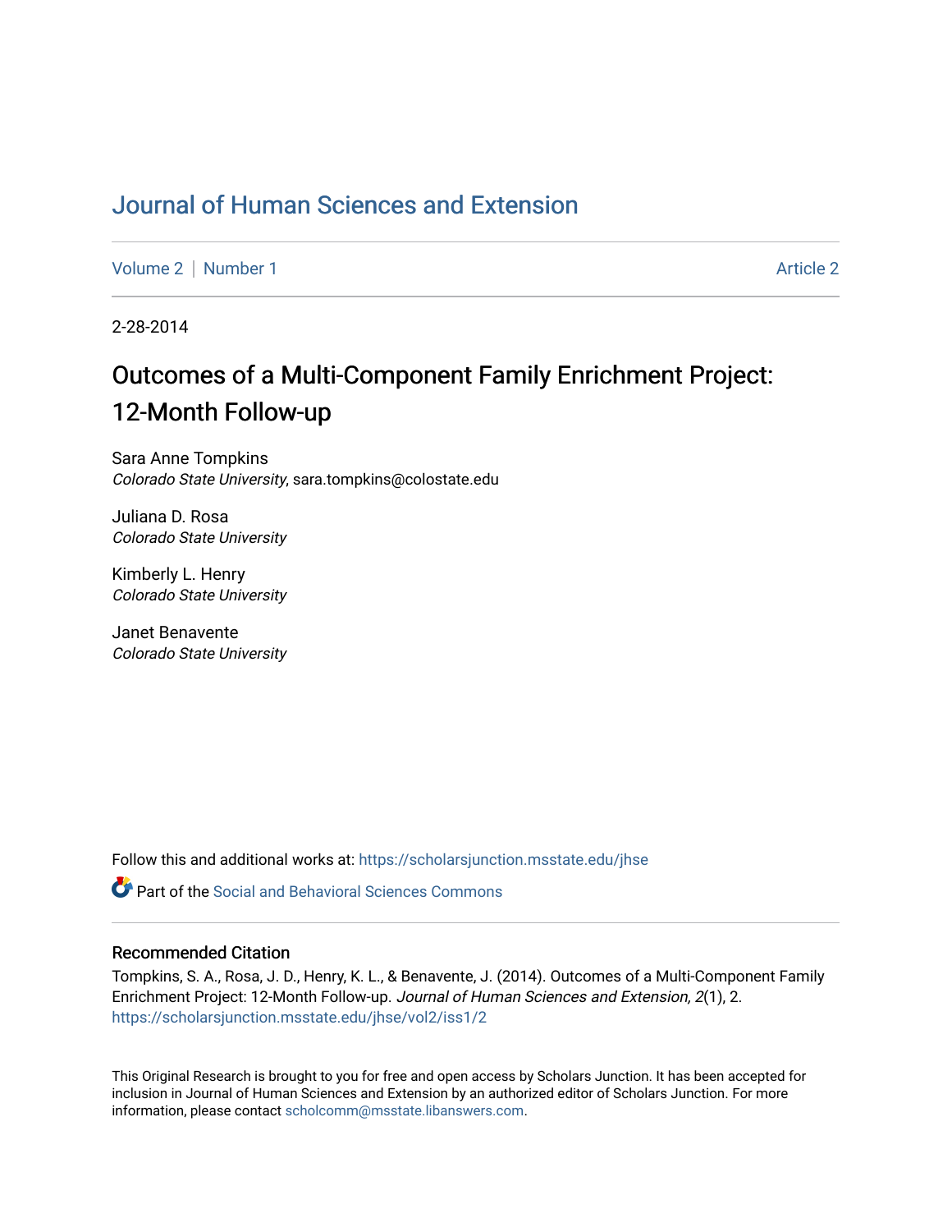# Journal of Human Sciences and Extension

Volume 2 | Number 1 Article 2

2-28-2014

## Outcomes of a Multi-Component Family Enrichment Project: 12-Month Follow-up

Sara Anne Tompkins
*Colorado State University*, sara.tompkins@colostate.edu

Juliana D. Rosa
*Colorado State University*

Kimberly L. Henry
*Colorado State University*

Janet Benavente
*Colorado State University*

Follow this and additional works at: https://scholarsjunction.msstate.edu/jhse

Part of the Social and Behavioral Sciences Commons

### Recommended Citation

Tompkins, S. A., Rosa, J. D., Henry, K. L., & Benavente, J. (2014). Outcomes of a Multi-Component Family Enrichment Project: 12-Month Follow-up. *Journal of Human Sciences and Extension, 2*(1), 2. https://scholarsjunction.msstate.edu/jhse/vol2/iss1/2

This Original Research is brought to you for free and open access by Scholars Junction. It has been accepted for inclusion in Journal of Human Sciences and Extension by an authorized editor of Scholars Junction. For more information, please contact scholcomm@msstate.libanswers.com.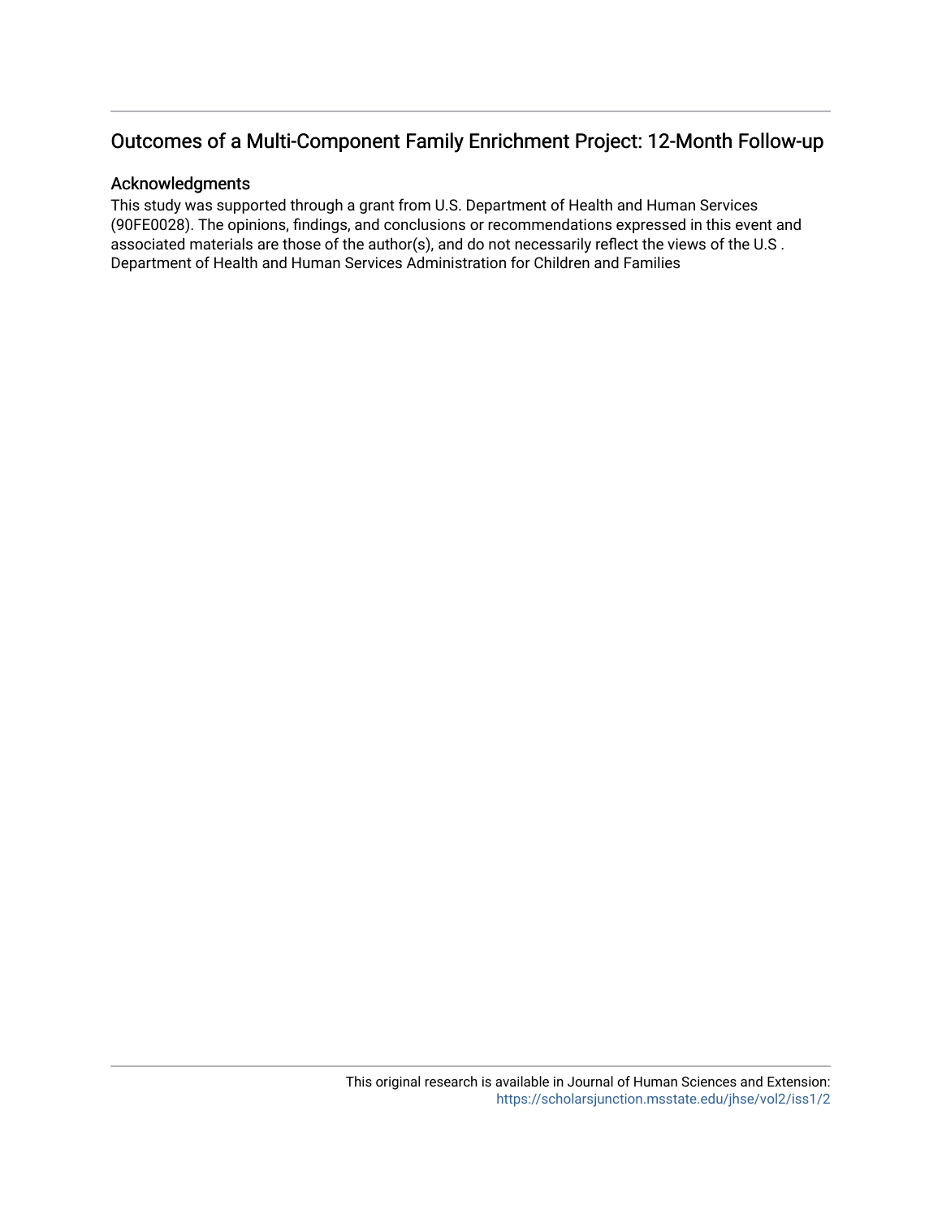# Outcomes of a Multi-Component Family Enrichment Project: 12-Month Follow-up

## Acknowledgments

This study was supported through a grant from U.S. Department of Health and Human Services (90FE0028). The opinions, findings, and conclusions or recommendations expressed in this event and associated materials are those of the author(s), and do not necessarily reflect the views of the U.S . Department of Health and Human Services Administration for Children and Families

This original research is available in Journal of Human Sciences and Extension: https://scholarsjunction.msstate.edu/jhse/vol2/iss1/2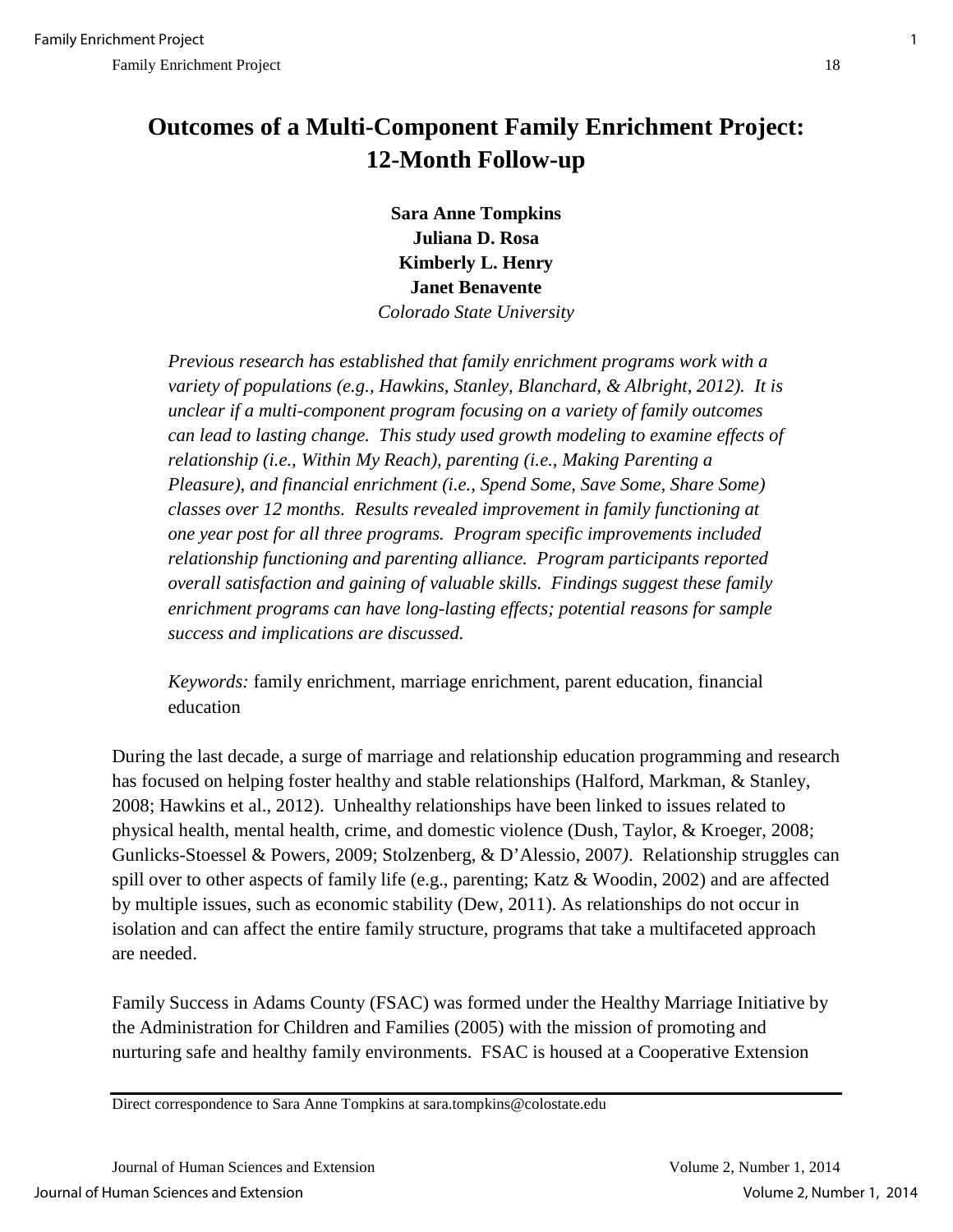# Outcomes of a Multi-Component Family Enrichment Project: 12-Month Follow-up

**Sara Anne Tompkins**
**Juliana D. Rosa**
**Kimberly L. Henry**
**Janet Benavente**
*Colorado State University*

*Previous research has established that family enrichment programs work with a variety of populations (e.g., Hawkins, Stanley, Blanchard, & Albright, 2012). It is unclear if a multi-component program focusing on a variety of family outcomes can lead to lasting change. This study used growth modeling to examine effects of relationship (i.e., Within My Reach), parenting (i.e., Making Parenting a Pleasure), and financial enrichment (i.e., Spend Some, Save Some, Share Some) classes over 12 months. Results revealed improvement in family functioning at one year post for all three programs. Program specific improvements included relationship functioning and parenting alliance. Program participants reported overall satisfaction and gaining of valuable skills. Findings suggest these family enrichment programs can have long-lasting effects; potential reasons for sample success and implications are discussed.*

*Keywords:* family enrichment, marriage enrichment, parent education, financial education

During the last decade, a surge of marriage and relationship education programming and research has focused on helping foster healthy and stable relationships (Halford, Markman, & Stanley, 2008; Hawkins et al., 2012). Unhealthy relationships have been linked to issues related to physical health, mental health, crime, and domestic violence (Dush, Taylor, & Kroeger, 2008; Gunlicks-Stoessel & Powers, 2009; Stolzenberg, & D'Alessio, 2007*)*. Relationship struggles can spill over to other aspects of family life (e.g., parenting; Katz & Woodin, 2002) and are affected by multiple issues, such as economic stability (Dew, 2011). As relationships do not occur in isolation and can affect the entire family structure, programs that take a multifaceted approach are needed.

Family Success in Adams County (FSAC) was formed under the Healthy Marriage Initiative by the Administration for Children and Families (2005) with the mission of promoting and nurturing safe and healthy family environments. FSAC is housed at a Cooperative Extension

Direct correspondence to Sara Anne Tompkins at sara.tompkins@colostate.edu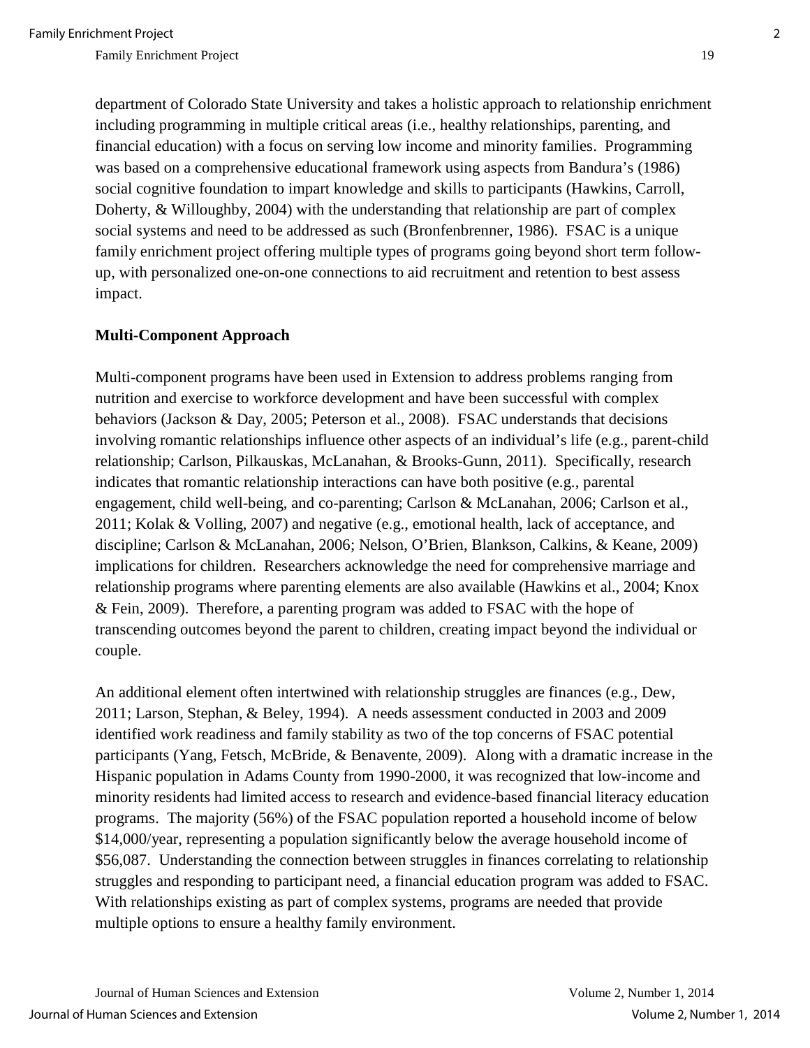department of Colorado State University and takes a holistic approach to relationship enrichment including programming in multiple critical areas (i.e., healthy relationships, parenting, and financial education) with a focus on serving low income and minority families. Programming was based on a comprehensive educational framework using aspects from Bandura's (1986) social cognitive foundation to impart knowledge and skills to participants (Hawkins, Carroll, Doherty, & Willoughby, 2004) with the understanding that relationship are part of complex social systems and need to be addressed as such (Bronfenbrenner, 1986). FSAC is a unique family enrichment project offering multiple types of programs going beyond short term follow-up, with personalized one-on-one connections to aid recruitment and retention to best assess impact.

## Multi-Component Approach

Multi-component programs have been used in Extension to address problems ranging from nutrition and exercise to workforce development and have been successful with complex behaviors (Jackson & Day, 2005; Peterson et al., 2008). FSAC understands that decisions involving romantic relationships influence other aspects of an individual's life (e.g., parent-child relationship; Carlson, Pilkauskas, McLanahan, & Brooks-Gunn, 2011). Specifically, research indicates that romantic relationship interactions can have both positive (e.g., parental engagement, child well-being, and co-parenting; Carlson & McLanahan, 2006; Carlson et al., 2011; Kolak & Volling, 2007) and negative (e.g., emotional health, lack of acceptance, and discipline; Carlson & McLanahan, 2006; Nelson, O'Brien, Blankson, Calkins, & Keane, 2009) implications for children. Researchers acknowledge the need for comprehensive marriage and relationship programs where parenting elements are also available (Hawkins et al., 2004; Knox & Fein, 2009). Therefore, a parenting program was added to FSAC with the hope of transcending outcomes beyond the parent to children, creating impact beyond the individual or couple.

An additional element often intertwined with relationship struggles are finances (e.g., Dew, 2011; Larson, Stephan, & Beley, 1994). A needs assessment conducted in 2003 and 2009 identified work readiness and family stability as two of the top concerns of FSAC potential participants (Yang, Fetsch, McBride, & Benavente, 2009). Along with a dramatic increase in the Hispanic population in Adams County from 1990-2000, it was recognized that low-income and minority residents had limited access to research and evidence-based financial literacy education programs. The majority (56%) of the FSAC population reported a household income of below $14,000/year, representing a population significantly below the average household income of $56,087. Understanding the connection between struggles in finances correlating to relationship struggles and responding to participant need, a financial education program was added to FSAC. With relationships existing as part of complex systems, programs are needed that provide multiple options to ensure a healthy family environment.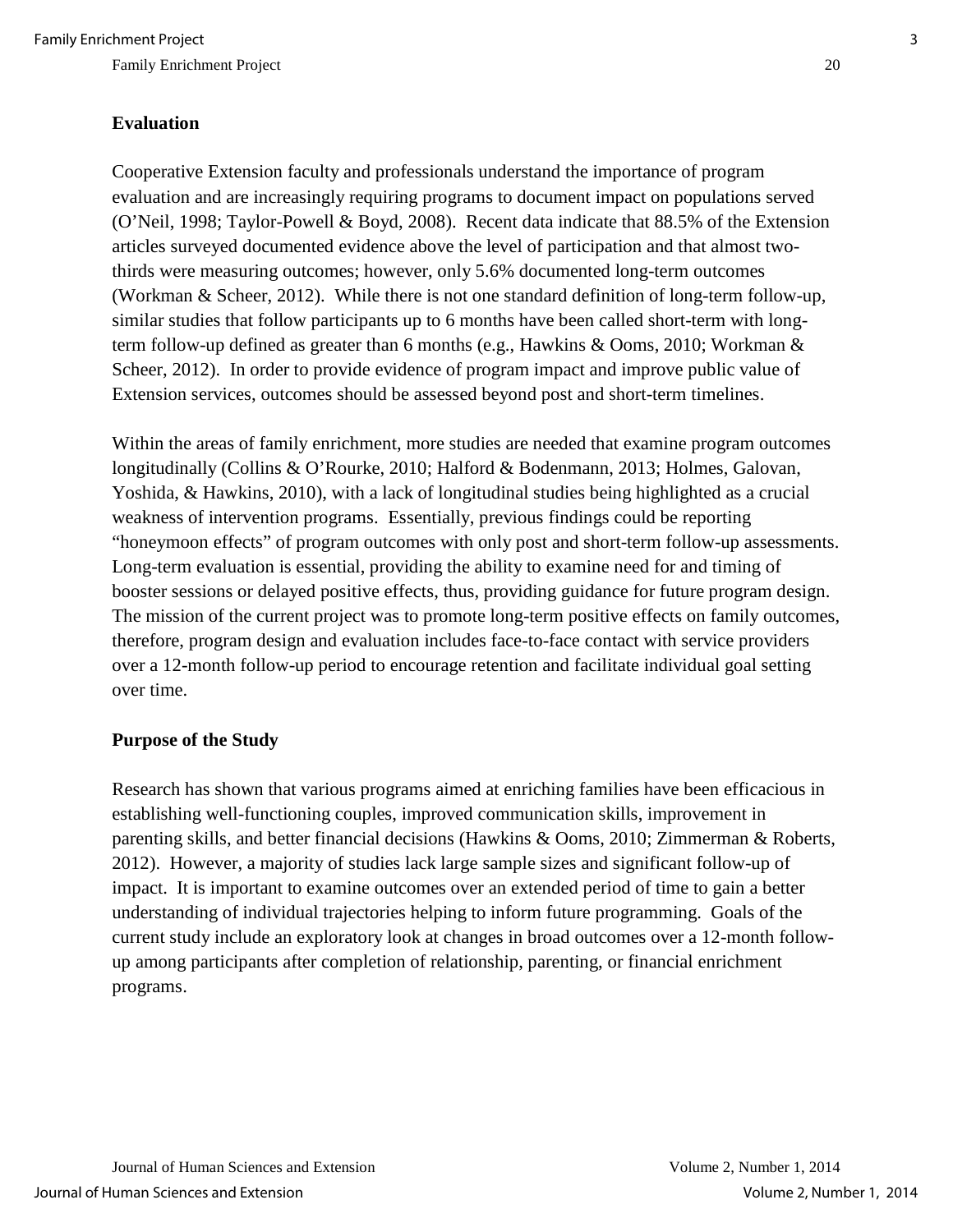## Evaluation

Cooperative Extension faculty and professionals understand the importance of program evaluation and are increasingly requiring programs to document impact on populations served (O'Neil, 1998; Taylor-Powell & Boyd, 2008). Recent data indicate that 88.5% of the Extension articles surveyed documented evidence above the level of participation and that almost two-thirds were measuring outcomes; however, only 5.6% documented long-term outcomes (Workman & Scheer, 2012). While there is not one standard definition of long-term follow-up, similar studies that follow participants up to 6 months have been called short-term with long-term follow-up defined as greater than 6 months (e.g., Hawkins & Ooms, 2010; Workman & Scheer, 2012). In order to provide evidence of program impact and improve public value of Extension services, outcomes should be assessed beyond post and short-term timelines.

Within the areas of family enrichment, more studies are needed that examine program outcomes longitudinally (Collins & O'Rourke, 2010; Halford & Bodenmann, 2013; Holmes, Galovan, Yoshida, & Hawkins, 2010), with a lack of longitudinal studies being highlighted as a crucial weakness of intervention programs. Essentially, previous findings could be reporting "honeymoon effects" of program outcomes with only post and short-term follow-up assessments. Long-term evaluation is essential, providing the ability to examine need for and timing of booster sessions or delayed positive effects, thus, providing guidance for future program design. The mission of the current project was to promote long-term positive effects on family outcomes, therefore, program design and evaluation includes face-to-face contact with service providers over a 12-month follow-up period to encourage retention and facilitate individual goal setting over time.

## Purpose of the Study

Research has shown that various programs aimed at enriching families have been efficacious in establishing well-functioning couples, improved communication skills, improvement in parenting skills, and better financial decisions (Hawkins & Ooms, 2010; Zimmerman & Roberts, 2012). However, a majority of studies lack large sample sizes and significant follow-up of impact. It is important to examine outcomes over an extended period of time to gain a better understanding of individual trajectories helping to inform future programming. Goals of the current study include an exploratory look at changes in broad outcomes over a 12-month follow-up among participants after completion of relationship, parenting, or financial enrichment programs.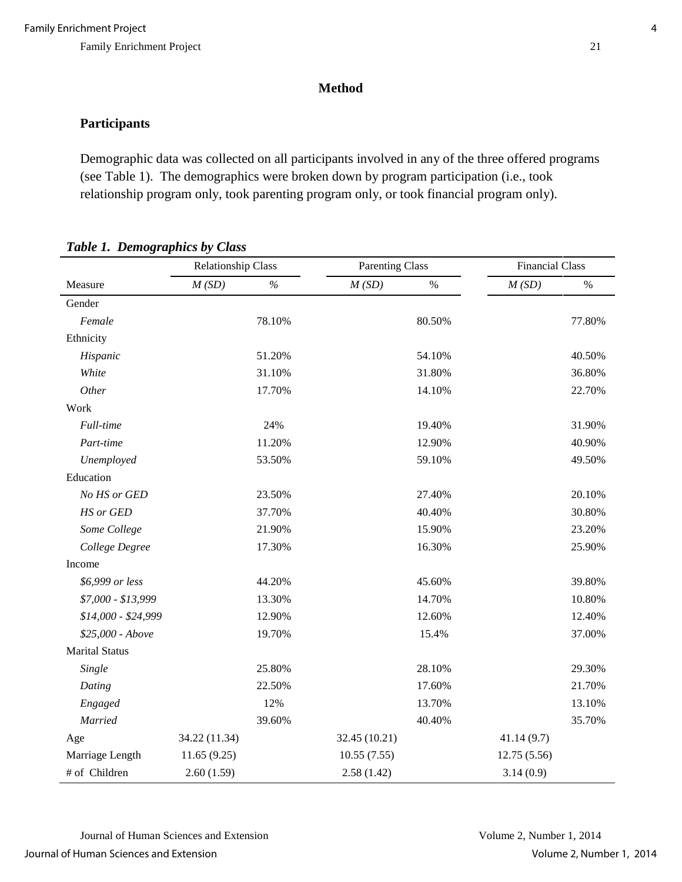# Method

## Participants

Demographic data was collected on all participants involved in any of the three offered programs (see Table 1). The demographics were broken down by program participation (i.e., took relationship program only, took parenting program only, or took financial program only).

***Table 1. Demographics by Class***

| | Relationship Class | | Parenting Class | | Financial Class | |
|---|---|---|---|---|---|---|
| Measure | *M (SD)* | *%* | *M (SD)* | % | *M (SD)* | % |
| Gender | | | | | | |
| *Female* | | 78.10% | | 80.50% | | 77.80% |
| Ethnicity | | | | | | |
| *Hispanic* | | 51.20% | | 54.10% | | 40.50% |
| *White* | | 31.10% | | 31.80% | | 36.80% |
| *Other* | | 17.70% | | 14.10% | | 22.70% |
| Work | | | | | | |
| *Full-time* | | 24% | | 19.40% | | 31.90% |
| *Part-time* | | 11.20% | | 12.90% | | 40.90% |
| *Unemployed* | | 53.50% | | 59.10% | | 49.50% |
| Education | | | | | | |
| *No HS or GED* | | 23.50% | | 27.40% | | 20.10% |
| *HS or GED* | | 37.70% | | 40.40% | | 30.80% |
| *Some College* | | 21.90% | | 15.90% | | 23.20% |
| *College Degree* | | 17.30% | | 16.30% | | 25.90% |
| Income | | | | | | |
| *$6,999 or less* | | 44.20% | | 45.60% | | 39.80% |
| *$7,000 - $13,999* | | 13.30% | | 14.70% | | 10.80% |
| *$14,000 - $24,999* | | 12.90% | | 12.60% | | 12.40% |
| *$25,000 - Above* | | 19.70% | | 15.4% | | 37.00% |
| Marital Status | | | | | | |
| *Single* | | 25.80% | | 28.10% | | 29.30% |
| *Dating* | | 22.50% | | 17.60% | | 21.70% |
| *Engaged* | | 12% | | 13.70% | | 13.10% |
| *Married* | | 39.60% | | 40.40% | | 35.70% |
| Age | 34.22 (11.34) | | 32.45 (10.21) | | 41.14 (9.7) | |
| Marriage Length | 11.65 (9.25) | | 10.55 (7.55) | | 12.75 (5.56) | |
| # of Children | 2.60 (1.59) | | 2.58 (1.42) | | 3.14 (0.9) | |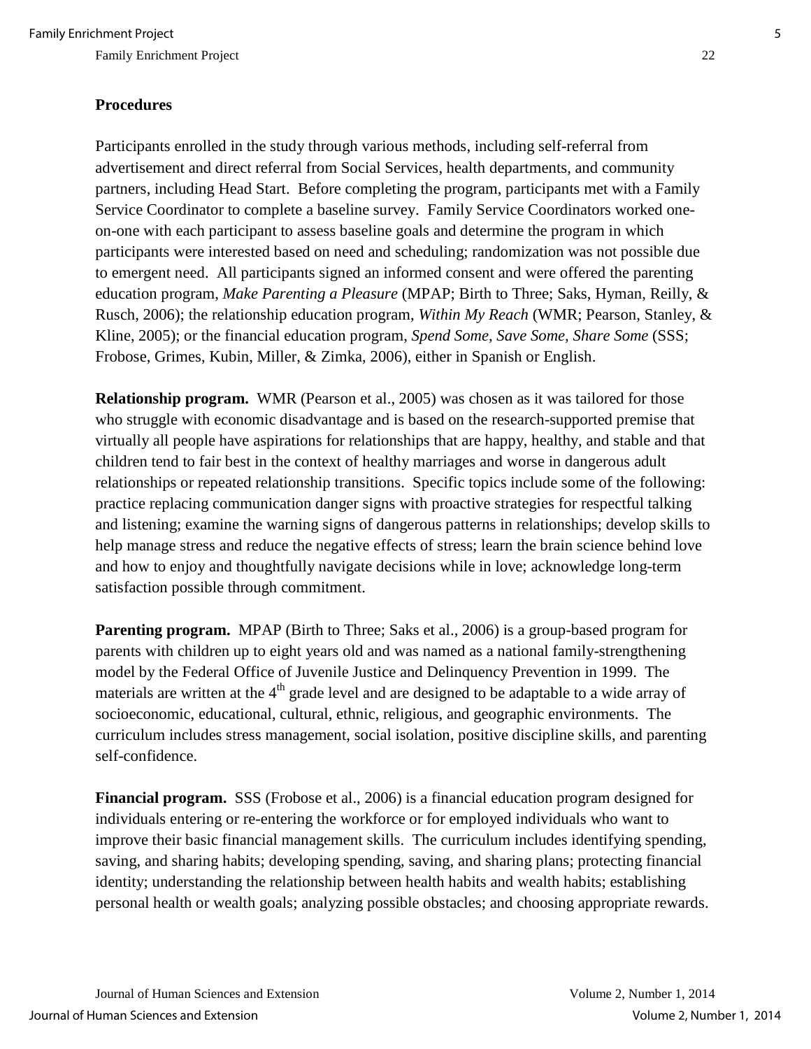## Procedures

Participants enrolled in the study through various methods, including self-referral from advertisement and direct referral from Social Services, health departments, and community partners, including Head Start. Before completing the program, participants met with a Family Service Coordinator to complete a baseline survey. Family Service Coordinators worked one-on-one with each participant to assess baseline goals and determine the program in which participants were interested based on need and scheduling; randomization was not possible due to emergent need. All participants signed an informed consent and were offered the parenting education program, *Make Parenting a Pleasure* (MPAP; Birth to Three; Saks, Hyman, Reilly, & Rusch, 2006); the relationship education program, *Within My Reach* (WMR; Pearson, Stanley, & Kline, 2005); or the financial education program, *Spend Some, Save Some, Share Some* (SSS; Frobose, Grimes, Kubin, Miller, & Zimka, 2006), either in Spanish or English.

**Relationship program.** WMR (Pearson et al., 2005) was chosen as it was tailored for those who struggle with economic disadvantage and is based on the research-supported premise that virtually all people have aspirations for relationships that are happy, healthy, and stable and that children tend to fair best in the context of healthy marriages and worse in dangerous adult relationships or repeated relationship transitions. Specific topics include some of the following: practice replacing communication danger signs with proactive strategies for respectful talking and listening; examine the warning signs of dangerous patterns in relationships; develop skills to help manage stress and reduce the negative effects of stress; learn the brain science behind love and how to enjoy and thoughtfully navigate decisions while in love; acknowledge long-term satisfaction possible through commitment.

**Parenting program.** MPAP (Birth to Three; Saks et al., 2006) is a group-based program for parents with children up to eight years old and was named as a national family-strengthening model by the Federal Office of Juvenile Justice and Delinquency Prevention in 1999. The materials are written at the 4th grade level and are designed to be adaptable to a wide array of socioeconomic, educational, cultural, ethnic, religious, and geographic environments. The curriculum includes stress management, social isolation, positive discipline skills, and parenting self-confidence.

**Financial program.** SSS (Frobose et al., 2006) is a financial education program designed for individuals entering or re-entering the workforce or for employed individuals who want to improve their basic financial management skills. The curriculum includes identifying spending, saving, and sharing habits; developing spending, saving, and sharing plans; protecting financial identity; understanding the relationship between health habits and wealth habits; establishing personal health or wealth goals; analyzing possible obstacles; and choosing appropriate rewards.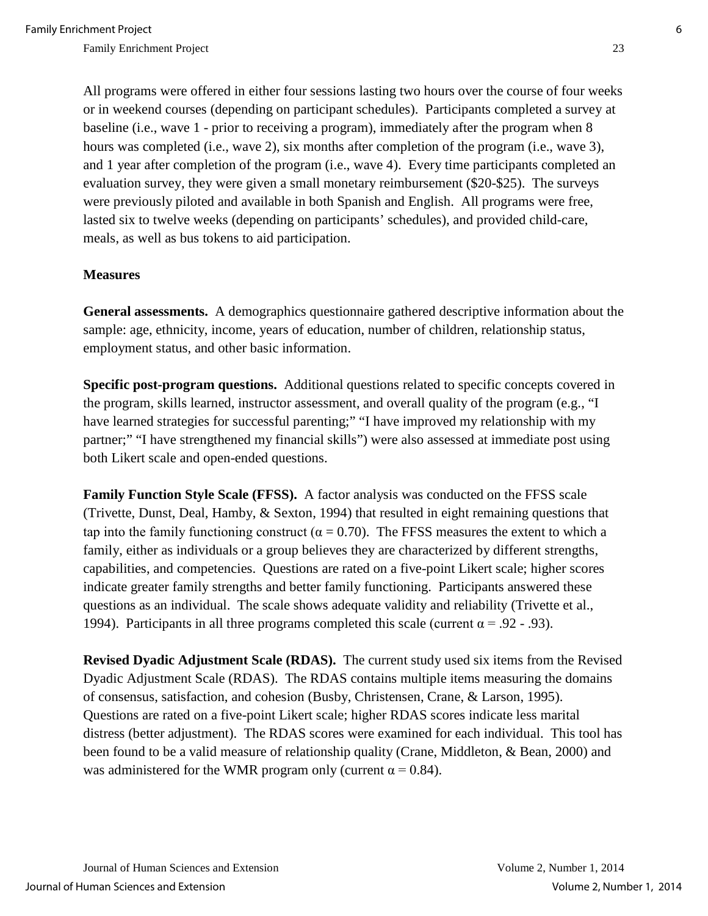All programs were offered in either four sessions lasting two hours over the course of four weeks or in weekend courses (depending on participant schedules). Participants completed a survey at baseline (i.e., wave 1 - prior to receiving a program), immediately after the program when 8 hours was completed (i.e., wave 2), six months after completion of the program (i.e., wave 3), and 1 year after completion of the program (i.e., wave 4). Every time participants completed an evaluation survey, they were given a small monetary reimbursement ($20-$25). The surveys were previously piloted and available in both Spanish and English. All programs were free, lasted six to twelve weeks (depending on participants' schedules), and provided child-care, meals, as well as bus tokens to aid participation.

## Measures

**General assessments.** A demographics questionnaire gathered descriptive information about the sample: age, ethnicity, income, years of education, number of children, relationship status, employment status, and other basic information.

**Specific post-program questions.** Additional questions related to specific concepts covered in the program, skills learned, instructor assessment, and overall quality of the program (e.g., "I have learned strategies for successful parenting;" "I have improved my relationship with my partner;" "I have strengthened my financial skills") were also assessed at immediate post using both Likert scale and open-ended questions.

**Family Function Style Scale (FFSS).** A factor analysis was conducted on the FFSS scale (Trivette, Dunst, Deal, Hamby, & Sexton, 1994) that resulted in eight remaining questions that tap into the family functioning construct ($\alpha = 0.70$). The FFSS measures the extent to which a family, either as individuals or a group believes they are characterized by different strengths, capabilities, and competencies. Questions are rated on a five-point Likert scale; higher scores indicate greater family strengths and better family functioning. Participants answered these questions as an individual. The scale shows adequate validity and reliability (Trivette et al., 1994). Participants in all three programs completed this scale (current $\alpha = .92 - .93$).

**Revised Dyadic Adjustment Scale (RDAS).** The current study used six items from the Revised Dyadic Adjustment Scale (RDAS). The RDAS contains multiple items measuring the domains of consensus, satisfaction, and cohesion (Busby, Christensen, Crane, & Larson, 1995). Questions are rated on a five-point Likert scale; higher RDAS scores indicate less marital distress (better adjustment). The RDAS scores were examined for each individual. This tool has been found to be a valid measure of relationship quality (Crane, Middleton, & Bean, 2000) and was administered for the WMR program only (current $\alpha = 0.84$).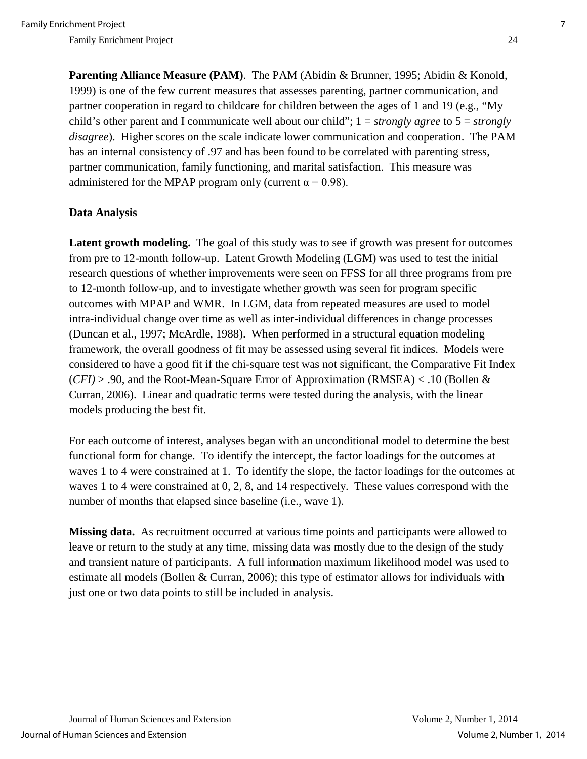**Parenting Alliance Measure (PAM)**. The PAM (Abidin & Brunner, 1995; Abidin & Konold, 1999) is one of the few current measures that assesses parenting, partner communication, and partner cooperation in regard to childcare for children between the ages of 1 and 19 (e.g., "My child's other parent and I communicate well about our child"; 1 = *strongly agree* to 5 = *strongly disagree*). Higher scores on the scale indicate lower communication and cooperation. The PAM has an internal consistency of .97 and has been found to be correlated with parenting stress, partner communication, family functioning, and marital satisfaction. This measure was administered for the MPAP program only (current $\alpha = 0.98$).

**Data Analysis**

**Latent growth modeling.** The goal of this study was to see if growth was present for outcomes from pre to 12-month follow-up. Latent Growth Modeling (LGM) was used to test the initial research questions of whether improvements were seen on FFSS for all three programs from pre to 12-month follow-up, and to investigate whether growth was seen for program specific outcomes with MPAP and WMR. In LGM, data from repeated measures are used to model intra-individual change over time as well as inter-individual differences in change processes (Duncan et al., 1997; McArdle, 1988). When performed in a structural equation modeling framework, the overall goodness of fit may be assessed using several fit indices. Models were considered to have a good fit if the chi-square test was not significant, the Comparative Fit Index (*CFI)* > .90, and the Root-Mean-Square Error of Approximation (RMSEA) < .10 (Bollen & Curran, 2006). Linear and quadratic terms were tested during the analysis, with the linear models producing the best fit.

For each outcome of interest, analyses began with an unconditional model to determine the best functional form for change. To identify the intercept, the factor loadings for the outcomes at waves 1 to 4 were constrained at 1. To identify the slope, the factor loadings for the outcomes at waves 1 to 4 were constrained at 0, 2, 8, and 14 respectively. These values correspond with the number of months that elapsed since baseline (i.e., wave 1).

**Missing data.** As recruitment occurred at various time points and participants were allowed to leave or return to the study at any time, missing data was mostly due to the design of the study and transient nature of participants. A full information maximum likelihood model was used to estimate all models (Bollen & Curran, 2006); this type of estimator allows for individuals with just one or two data points to still be included in analysis.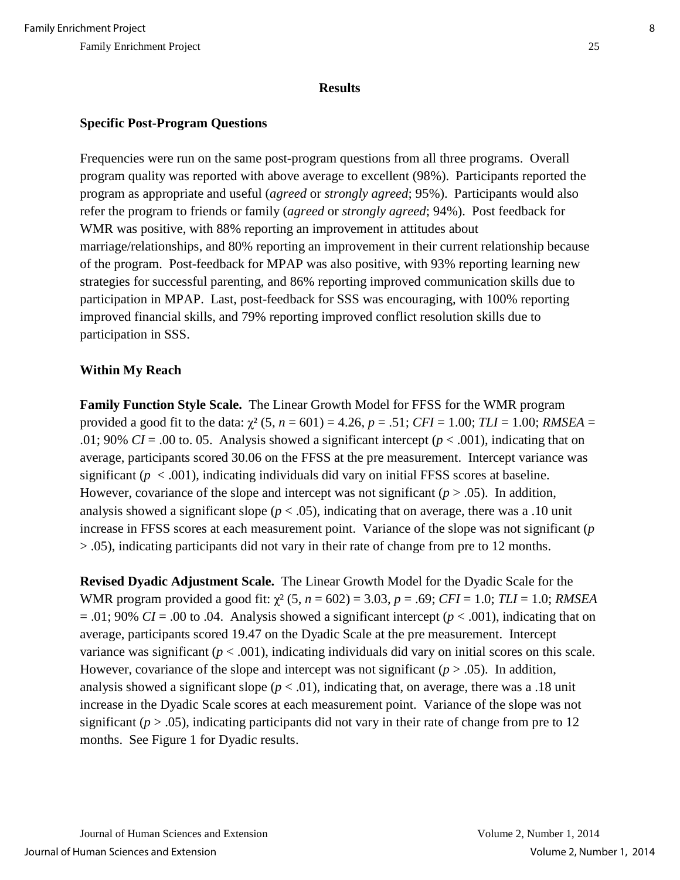## Results

### Specific Post-Program Questions

Frequencies were run on the same post-program questions from all three programs. Overall program quality was reported with above average to excellent (98%). Participants reported the program as appropriate and useful (*agreed* or *strongly agreed*; 95%). Participants would also refer the program to friends or family (*agreed* or *strongly agreed*; 94%). Post feedback for WMR was positive, with 88% reporting an improvement in attitudes about marriage/relationships, and 80% reporting an improvement in their current relationship because of the program. Post-feedback for MPAP was also positive, with 93% reporting learning new strategies for successful parenting, and 86% reporting improved communication skills due to participation in MPAP. Last, post-feedback for SSS was encouraging, with 100% reporting improved financial skills, and 79% reporting improved conflict resolution skills due to participation in SSS.

### Within My Reach

**Family Function Style Scale.** The Linear Growth Model for FFSS for the WMR program provided a good fit to the data: $\chi^2$ (5, *n* = 601) = 4.26, *p* = .51; *CFI* = 1.00; *TLI* = 1.00; *RMSEA* = .01; 90% *CI* = .00 to. 05. Analysis showed a significant intercept ($p < .001$), indicating that on average, participants scored 30.06 on the FFSS at the pre measurement. Intercept variance was significant ($p < .001$), indicating individuals did vary on initial FFSS scores at baseline. However, covariance of the slope and intercept was not significant ($p > .05$). In addition, analysis showed a significant slope ($p < .05$), indicating that on average, there was a .10 unit increase in FFSS scores at each measurement point. Variance of the slope was not significant ($p > .05$), indicating participants did not vary in their rate of change from pre to 12 months.

**Revised Dyadic Adjustment Scale.** The Linear Growth Model for the Dyadic Scale for the WMR program provided a good fit: $\chi^2$ (5, *n* = 602) = 3.03, *p* = .69; *CFI* = 1.0; *TLI* = 1.0; *RMSEA* = .01; 90% *CI* = .00 to .04. Analysis showed a significant intercept ($p < .001$), indicating that on average, participants scored 19.47 on the Dyadic Scale at the pre measurement. Intercept variance was significant ($p < .001$), indicating individuals did vary on initial scores on this scale. However, covariance of the slope and intercept was not significant ($p > .05$). In addition, analysis showed a significant slope ($p < .01$), indicating that, on average, there was a .18 unit increase in the Dyadic Scale scores at each measurement point. Variance of the slope was not significant ($p > .05$), indicating participants did not vary in their rate of change from pre to 12 months. See Figure 1 for Dyadic results.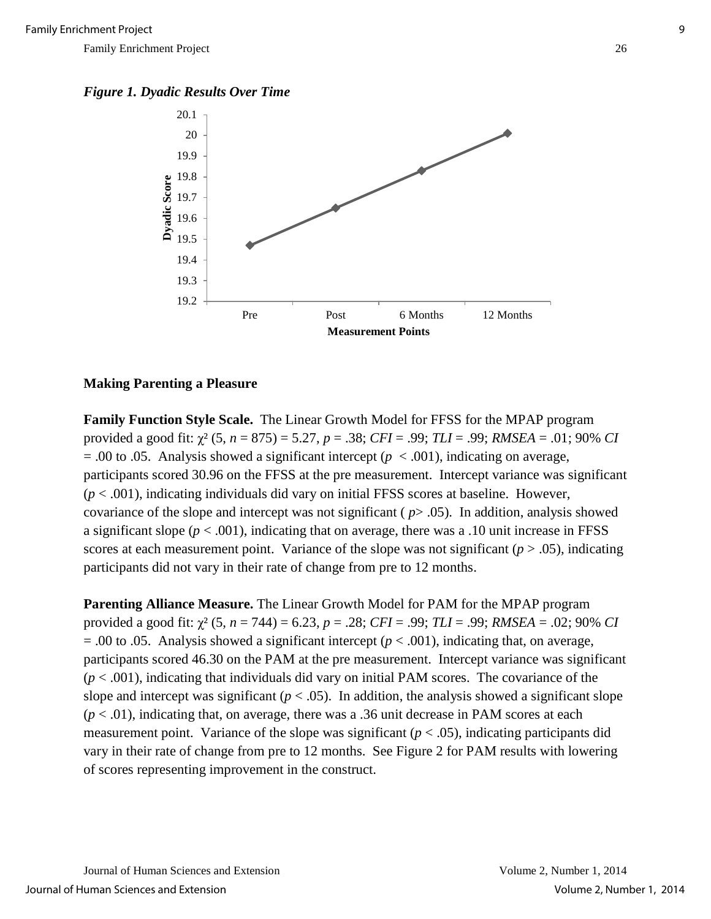*Figure 1. Dyadic Results Over Time*

20.1
20
19.9
19.8
19.7
19.6
19.5
19.4
19.3
19.2

Dyadic Score

Pre
Post
6 Months
12 Months

Measurement Points

**Making Parenting a Pleasure**

**Family Function Style Scale.** The Linear Growth Model for FFSS for the MPAP program provided a good fit: $\chi^2$ (5, *n* = 875) = 5.27, *p* = .38; *CFI* = .99; *TLI* = .99; *RMSEA* = .01; 90% *CI* = .00 to .05. Analysis showed a significant intercept ($p < .001$), indicating on average, participants scored 30.96 on the FFSS at the pre measurement. Intercept variance was significant ($p < .001$), indicating individuals did vary on initial FFSS scores at baseline. However, covariance of the slope and intercept was not significant ( $p > .05$). In addition, analysis showed a significant slope ($p < .001$), indicating that on average, there was a .10 unit increase in FFSS scores at each measurement point. Variance of the slope was not significant ($p > .05$), indicating participants did not vary in their rate of change from pre to 12 months.

**Parenting Alliance Measure.** The Linear Growth Model for PAM for the MPAP program provided a good fit: $\chi^2$ (5, *n* = 744) = 6.23, *p* = .28; *CFI* = .99; *TLI* = .99; *RMSEA* = .02; 90% *CI* = .00 to .05. Analysis showed a significant intercept ($p < .001$), indicating that, on average, participants scored 46.30 on the PAM at the pre measurement. Intercept variance was significant ($p < .001$), indicating that individuals did vary on initial PAM scores. The covariance of the slope and intercept was significant ($p < .05$). In addition, the analysis showed a significant slope ($p < .01$), indicating that, on average, there was a .36 unit decrease in PAM scores at each measurement point. Variance of the slope was significant ($p < .05$), indicating participants did vary in their rate of change from pre to 12 months. See Figure 2 for PAM results with lowering of scores representing improvement in the construct.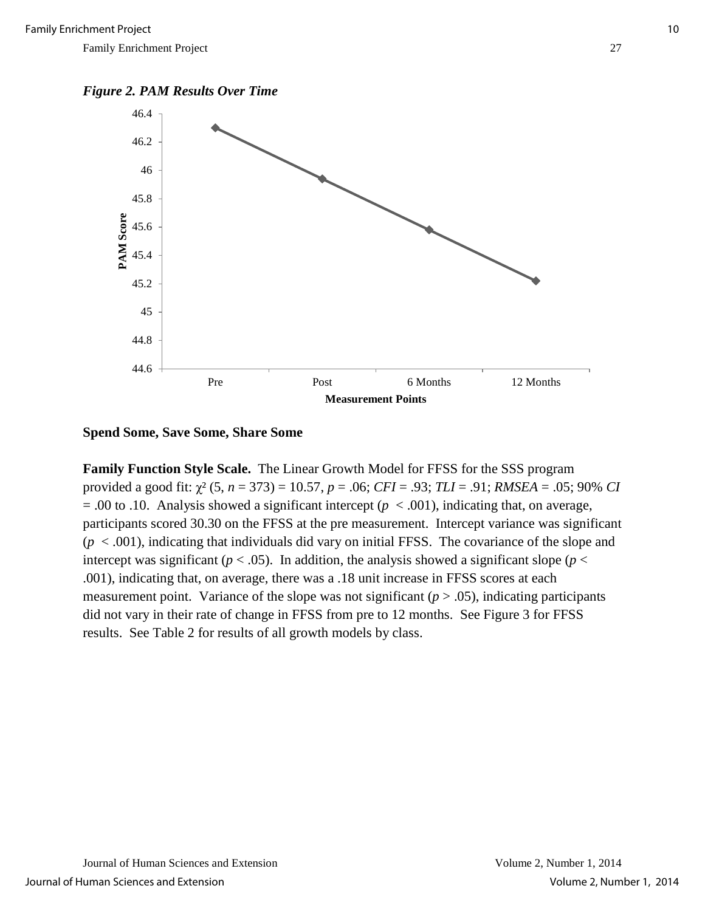*Figure 2. PAM Results Over Time*

PAM Score

46.4
46.2
46
45.8
45.6
45.4
45.2
45
44.8
44.6

Pre
Post
6 Months
12 Months

Measurement Points

**Spend Some, Save Some, Share Some**

**Family Function Style Scale.** The Linear Growth Model for FFSS for the SSS program provided a good fit: $\chi^2$ (5, *n* = 373) = 10.57, *p* = .06; *CFI* = .93; *TLI* = .91; *RMSEA* = .05; 90% *CI* = .00 to .10. Analysis showed a significant intercept ($p < .001$), indicating that, on average, participants scored 30.30 on the FFSS at the pre measurement. Intercept variance was significant ($p < .001$), indicating that individuals did vary on initial FFSS. The covariance of the slope and intercept was significant ($p < .05$). In addition, the analysis showed a significant slope ($p < .001$), indicating that, on average, there was a .18 unit increase in FFSS scores at each measurement point. Variance of the slope was not significant ($p > .05$), indicating participants did not vary in their rate of change in FFSS from pre to 12 months. See Figure 3 for FFSS results. See Table 2 for results of all growth models by class.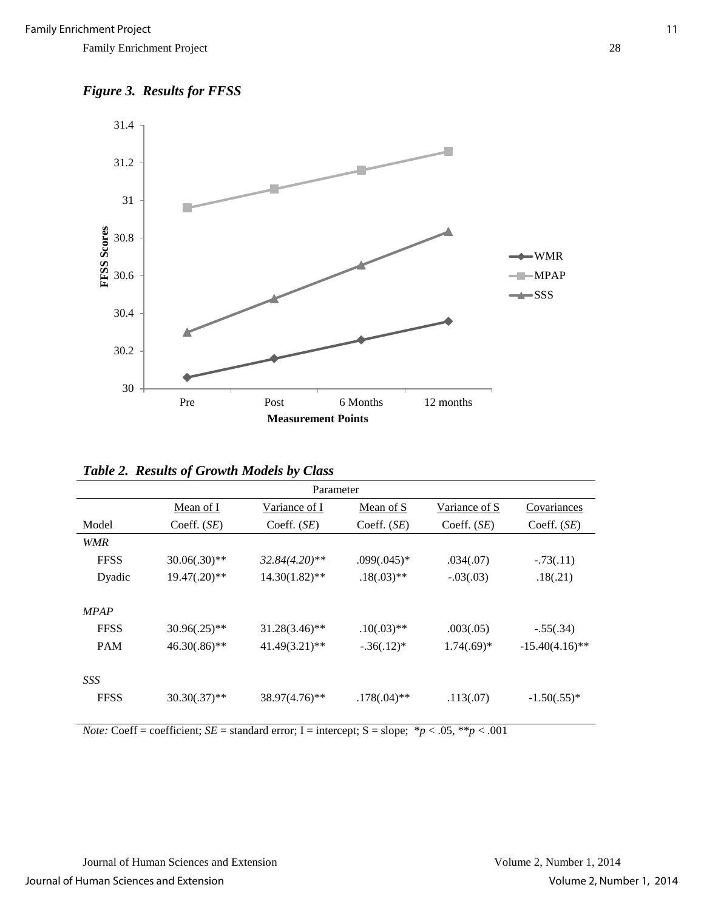***Figure 3. Results for FFSS***

31.4
31.2
31
30.8
30.6
30.4
30.2
30

FFSS Scores

Pre
Post
6 Months
12 months

Measurement Points

WMR
MPAP
SSS

***Table 2. Results of Growth Models by Class***

| | Parameter | | | | |
|---|---|---|---|---|---|
| | Mean of I | Variance of I | Mean of S | Variance of S | Covariances |
| Model | Coeff. (*SE*) | Coeff. (*SE*) | Coeff. (*SE*) | Coeff. (*SE*) | Coeff. (*SE*) |
| *WMR* | | | | | |
| FFSS | 30.06(.30)** | *32.84(4.20)*** | .099(.045)* | .034(.07) | -.73(.11) |
| Dyadic | 19.47(.20)** | 14.30(1.82)** | .18(.03)** | -.03(.03) | .18(.21) |
| *MPAP* | | | | | |
| FFSS | 30.96(.25)** | 31.28(3.46)** | .10(.03)** | .003(.05) | -.55(.34) |
| PAM | 46.30(.86)** | 41.49(3.21)** | -.36(.12)* | 1.74(.69)* | -15.40(4.16)** |
| *SSS* | | | | | |
| FFSS | 30.30(.37)** | 38.97(4.76)** | .178(.04)** | .113(.07) | -1.50(.55)* |

*Note:* Coeff = coefficient; *SE* = standard error; I = intercept; S = slope; *$p < .05$, **$p < .001$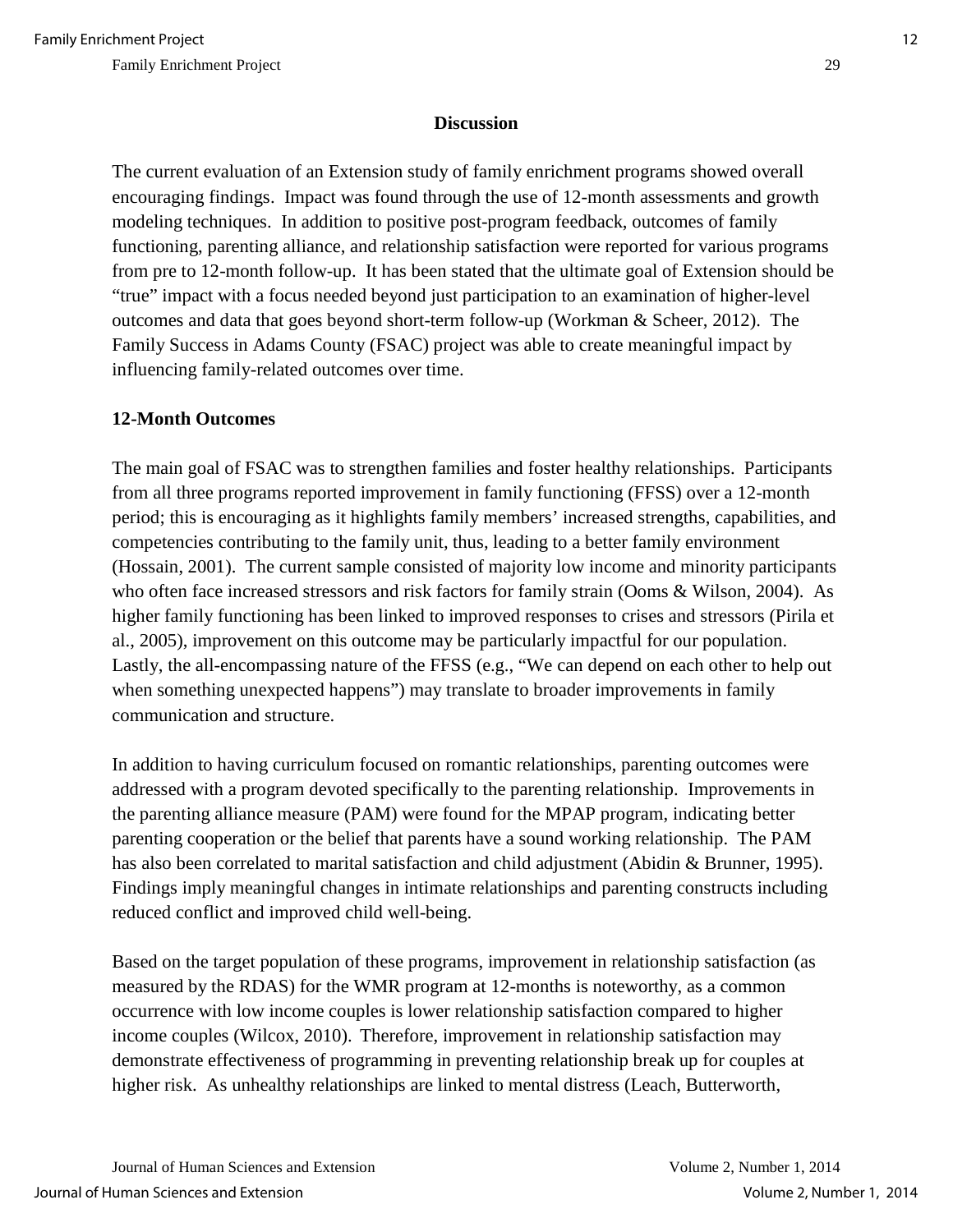## Discussion

The current evaluation of an Extension study of family enrichment programs showed overall encouraging findings. Impact was found through the use of 12-month assessments and growth modeling techniques. In addition to positive post-program feedback, outcomes of family functioning, parenting alliance, and relationship satisfaction were reported for various programs from pre to 12-month follow-up. It has been stated that the ultimate goal of Extension should be "true" impact with a focus needed beyond just participation to an examination of higher-level outcomes and data that goes beyond short-term follow-up (Workman & Scheer, 2012). The Family Success in Adams County (FSAC) project was able to create meaningful impact by influencing family-related outcomes over time.

### 12-Month Outcomes

The main goal of FSAC was to strengthen families and foster healthy relationships. Participants from all three programs reported improvement in family functioning (FFSS) over a 12-month period; this is encouraging as it highlights family members' increased strengths, capabilities, and competencies contributing to the family unit, thus, leading to a better family environment (Hossain, 2001). The current sample consisted of majority low income and minority participants who often face increased stressors and risk factors for family strain (Ooms & Wilson, 2004). As higher family functioning has been linked to improved responses to crises and stressors (Pirila et al., 2005), improvement on this outcome may be particularly impactful for our population. Lastly, the all-encompassing nature of the FFSS (e.g., "We can depend on each other to help out when something unexpected happens") may translate to broader improvements in family communication and structure.

In addition to having curriculum focused on romantic relationships, parenting outcomes were addressed with a program devoted specifically to the parenting relationship. Improvements in the parenting alliance measure (PAM) were found for the MPAP program, indicating better parenting cooperation or the belief that parents have a sound working relationship. The PAM has also been correlated to marital satisfaction and child adjustment (Abidin & Brunner, 1995). Findings imply meaningful changes in intimate relationships and parenting constructs including reduced conflict and improved child well-being.

Based on the target population of these programs, improvement in relationship satisfaction (as measured by the RDAS) for the WMR program at 12-months is noteworthy, as a common occurrence with low income couples is lower relationship satisfaction compared to higher income couples (Wilcox, 2010). Therefore, improvement in relationship satisfaction may demonstrate effectiveness of programming in preventing relationship break up for couples at higher risk. As unhealthy relationships are linked to mental distress (Leach, Butterworth,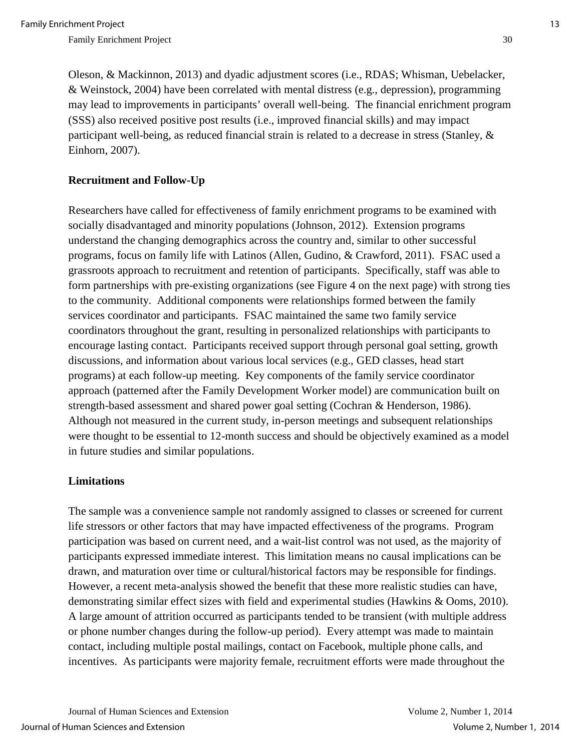Oleson, & Mackinnon, 2013) and dyadic adjustment scores (i.e., RDAS; Whisman, Uebelacker, & Weinstock, 2004) have been correlated with mental distress (e.g., depression), programming may lead to improvements in participants' overall well-being. The financial enrichment program (SSS) also received positive post results (i.e., improved financial skills) and may impact participant well-being, as reduced financial strain is related to a decrease in stress (Stanley, & Einhorn, 2007).

### Recruitment and Follow-Up

Researchers have called for effectiveness of family enrichment programs to be examined with socially disadvantaged and minority populations (Johnson, 2012). Extension programs understand the changing demographics across the country and, similar to other successful programs, focus on family life with Latinos (Allen, Gudino, & Crawford, 2011). FSAC used a grassroots approach to recruitment and retention of participants. Specifically, staff was able to form partnerships with pre-existing organizations (see Figure 4 on the next page) with strong ties to the community. Additional components were relationships formed between the family services coordinator and participants. FSAC maintained the same two family service coordinators throughout the grant, resulting in personalized relationships with participants to encourage lasting contact. Participants received support through personal goal setting, growth discussions, and information about various local services (e.g., GED classes, head start programs) at each follow-up meeting. Key components of the family service coordinator approach (patterned after the Family Development Worker model) are communication built on strength-based assessment and shared power goal setting (Cochran & Henderson, 1986). Although not measured in the current study, in-person meetings and subsequent relationships were thought to be essential to 12-month success and should be objectively examined as a model in future studies and similar populations.

### Limitations

The sample was a convenience sample not randomly assigned to classes or screened for current life stressors or other factors that may have impacted effectiveness of the programs. Program participation was based on current need, and a wait-list control was not used, as the majority of participants expressed immediate interest. This limitation means no causal implications can be drawn, and maturation over time or cultural/historical factors may be responsible for findings. However, a recent meta-analysis showed the benefit that these more realistic studies can have, demonstrating similar effect sizes with field and experimental studies (Hawkins & Ooms, 2010). A large amount of attrition occurred as participants tended to be transient (with multiple address or phone number changes during the follow-up period). Every attempt was made to maintain contact, including multiple postal mailings, contact on Facebook, multiple phone calls, and incentives. As participants were majority female, recruitment efforts were made throughout the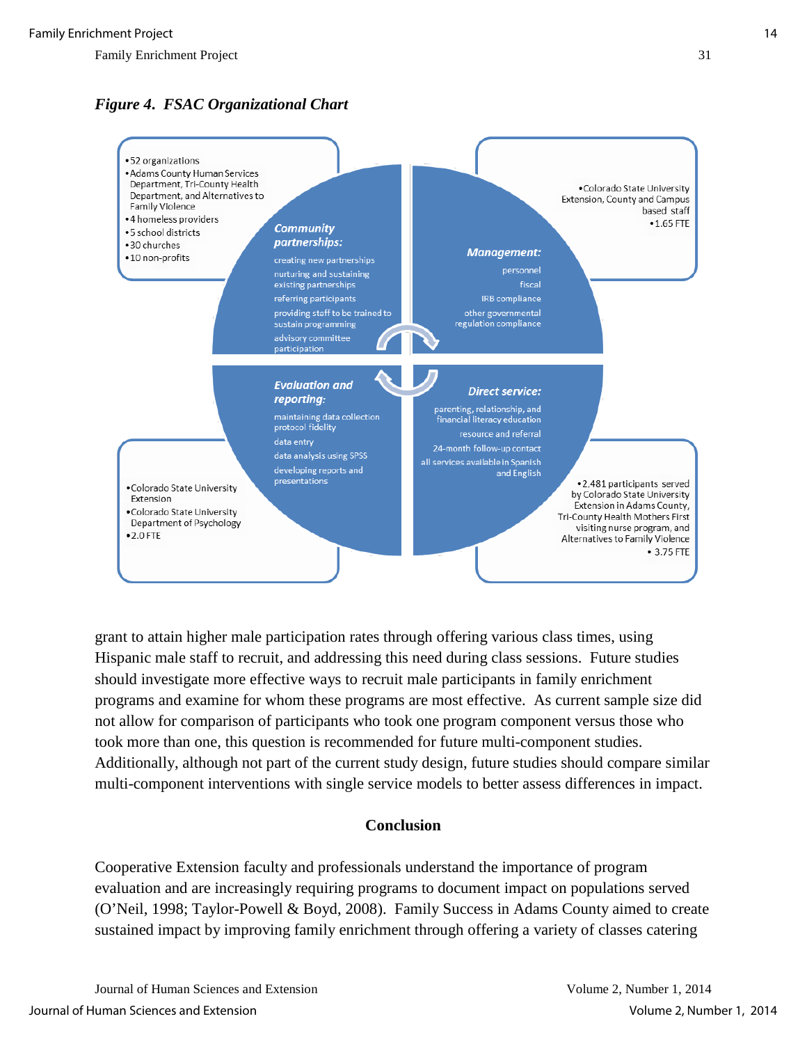*Figure 4. FSAC Organizational Chart*

- 52 organizations
- Adams County Human Services Department, Tri-County Health Department, and Alternatives to Family Violence
- 4 homeless providers
- 5 school districts
- 30 churches
- 10 non-profits

*Community partnerships:*
creating new partnerships
nurturing and sustaining existing partnerships
referring participants
providing staff to be trained to sustain programming
advisory committee participation

- Colorado State University Extension, County and Campus based staff
- 1.65 FTE

*Management:*
personnel
fiscal
IRB compliance
other governmental regulation compliance

*Evaluation and reporting:*
maintaining data collection protocol fidelity
data entry
data analysis using SPSS
developing reports and presentations

- Colorado State University Extension
- Colorado State University Department of Psychology
- 2.0 FTE

*Direct service:*
parenting, relationship, and financial literacy education
resource and referral
24-month follow-up contact
all services available in Spanish and English

- 2,481 participants served by Colorado State University Extension in Adams County, Tri-County Health Mothers First visiting nurse program, and Alternatives to Family Violence
- 3.75 FTE

grant to attain higher male participation rates through offering various class times, using Hispanic male staff to recruit, and addressing this need during class sessions. Future studies should investigate more effective ways to recruit male participants in family enrichment programs and examine for whom these programs are most effective. As current sample size did not allow for comparison of participants who took one program component versus those who took more than one, this question is recommended for future multi-component studies. Additionally, although not part of the current study design, future studies should compare similar multi-component interventions with single service models to better assess differences in impact.

## Conclusion

Cooperative Extension faculty and professionals understand the importance of program evaluation and are increasingly requiring programs to document impact on populations served (O'Neil, 1998; Taylor-Powell & Boyd, 2008). Family Success in Adams County aimed to create sustained impact by improving family enrichment through offering a variety of classes catering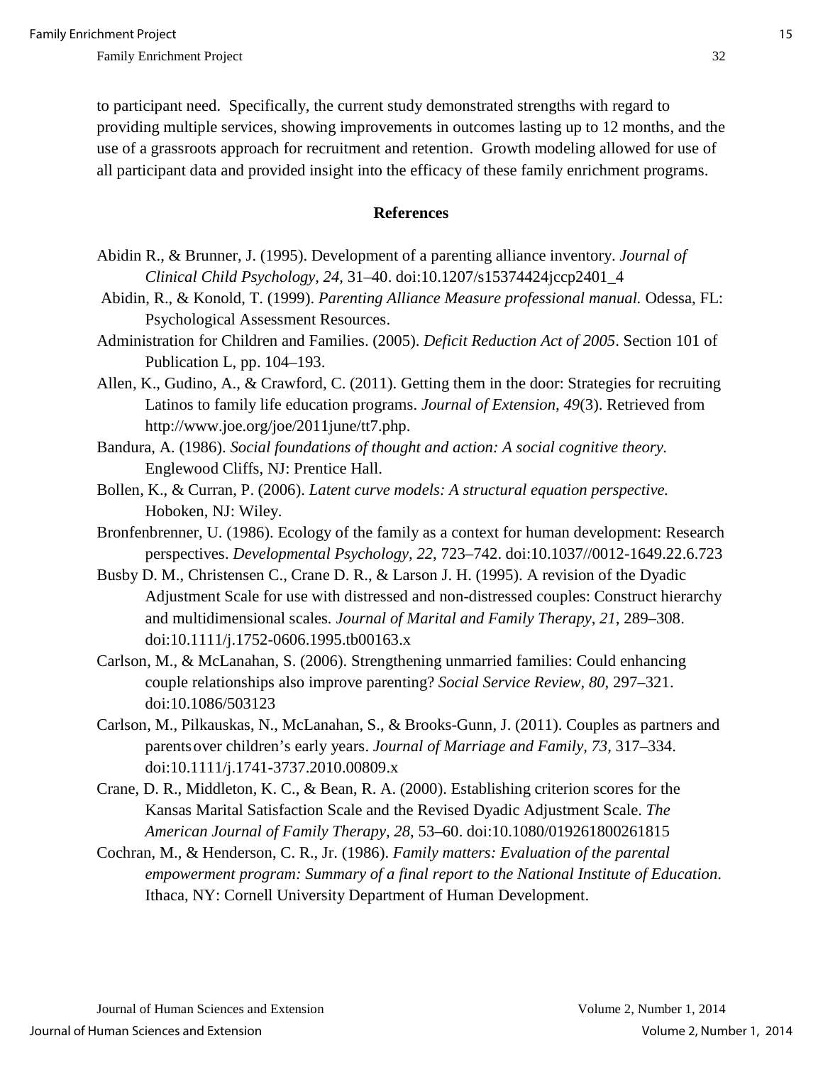to participant need. Specifically, the current study demonstrated strengths with regard to providing multiple services, showing improvements in outcomes lasting up to 12 months, and the use of a grassroots approach for recruitment and retention. Growth modeling allowed for use of all participant data and provided insight into the efficacy of these family enrichment programs.

## References

Abidin R., & Brunner, J. (1995). Development of a parenting alliance inventory. *Journal of Clinical Child Psychology, 24*, 31–40. doi:10.1207/s15374424jccp2401_4

Abidin, R., & Konold, T. (1999). *Parenting Alliance Measure professional manual.* Odessa, FL: Psychological Assessment Resources.

Administration for Children and Families. (2005). *Deficit Reduction Act of 2005*. Section 101 of Publication L, pp. 104–193.

Allen, K., Gudino, A., & Crawford, C. (2011). Getting them in the door: Strategies for recruiting Latinos to family life education programs. *Journal of Extension, 49*(3). Retrieved from http://www.joe.org/joe/2011june/tt7.php.

Bandura, A. (1986). *Social foundations of thought and action: A social cognitive theory.* Englewood Cliffs, NJ: Prentice Hall.

Bollen, K., & Curran, P. (2006). *Latent curve models: A structural equation perspective.* Hoboken, NJ: Wiley.

Bronfenbrenner, U. (1986). Ecology of the family as a context for human development: Research perspectives. *Developmental Psychology, 22*, 723–742. doi:10.1037//0012-1649.22.6.723

Busby D. M., Christensen C., Crane D. R., & Larson J. H. (1995). A revision of the Dyadic Adjustment Scale for use with distressed and non-distressed couples: Construct hierarchy and multidimensional scales. *Journal of Marital and Family Therapy*, *21*, 289–308. doi:10.1111/j.1752-0606.1995.tb00163.x

Carlson, M., & McLanahan, S. (2006). Strengthening unmarried families: Could enhancing couple relationships also improve parenting? *Social Service Review, 80*, 297–321. doi:10.1086/503123

Carlson, M., Pilkauskas, N., McLanahan, S., & Brooks-Gunn, J. (2011). Couples as partners and parents over children's early years. *Journal of Marriage and Family, 73,* 317–334. doi:10.1111/j.1741-3737.2010.00809.x

Crane, D. R., Middleton, K. C., & Bean, R. A. (2000). Establishing criterion scores for the Kansas Marital Satisfaction Scale and the Revised Dyadic Adjustment Scale. *The American Journal of Family Therapy, 28,* 53–60. doi:10.1080/019261800261815

Cochran, M., & Henderson, C. R., Jr. (1986). *Family matters: Evaluation of the parental empowerment program: Summary of a final report to the National Institute of Education*. Ithaca, NY: Cornell University Department of Human Development.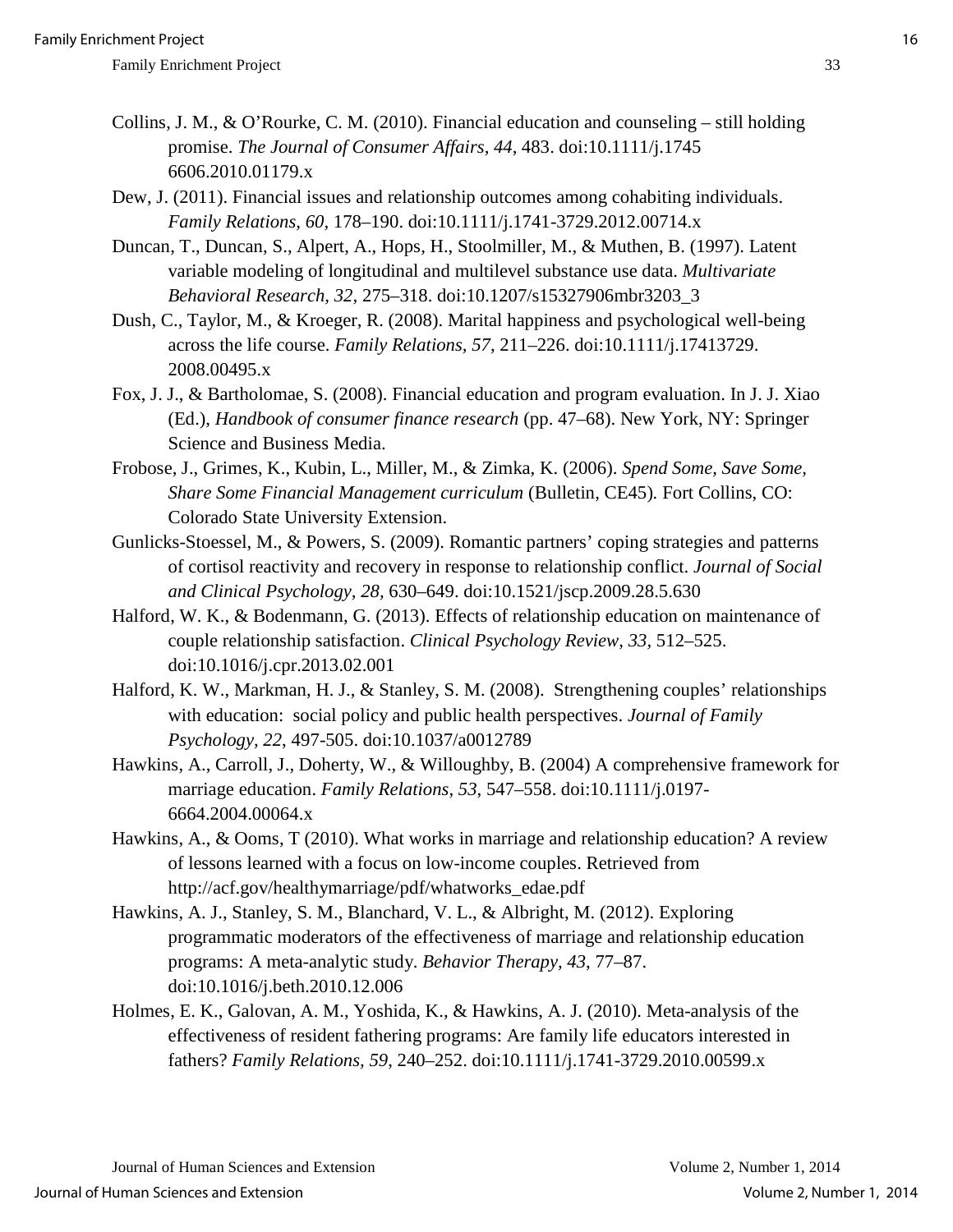Collins, J. M., & O'Rourke, C. M. (2010). Financial education and counseling – still holding promise. *The Journal of Consumer Affairs, 44*, 483. doi:10.1111/j.1745 6606.2010.01179.x

Dew, J. (2011). Financial issues and relationship outcomes among cohabiting individuals. *Family Relations, 60*, 178–190. doi:10.1111/j.1741-3729.2012.00714.x

Duncan, T., Duncan, S., Alpert, A., Hops, H., Stoolmiller, M., & Muthen, B. (1997). Latent variable modeling of longitudinal and multilevel substance use data. *Multivariate Behavioral Research, 32*, 275–318. doi:10.1207/s15327906mbr3203_3

Dush, C., Taylor, M., & Kroeger, R. (2008). Marital happiness and psychological well-being across the life course. *Family Relations, 57*, 211–226. doi:10.1111/j.17413729. 2008.00495.x

Fox, J. J., & Bartholomae, S. (2008). Financial education and program evaluation. In J. J. Xiao (Ed.), *Handbook of consumer finance research* (pp. 47–68). New York, NY: Springer Science and Business Media.

Frobose, J., Grimes, K., Kubin, L., Miller, M., & Zimka, K. (2006). *Spend Some, Save Some, Share Some Financial Management curriculum* (Bulletin, CE45). Fort Collins, CO: Colorado State University Extension.

Gunlicks-Stoessel, M., & Powers, S. (2009). Romantic partners' coping strategies and patterns of cortisol reactivity and recovery in response to relationship conflict. *Journal of Social and Clinical Psychology, 28*, 630–649. doi:10.1521/jscp.2009.28.5.630

Halford, W. K., & Bodenmann, G. (2013). Effects of relationship education on maintenance of couple relationship satisfaction. *Clinical Psychology Review, 33*, 512–525. doi:10.1016/j.cpr.2013.02.001

Halford, K. W., Markman, H. J., & Stanley, S. M. (2008). Strengthening couples' relationships with education: social policy and public health perspectives. *Journal of Family Psychology, 22*, 497-505. doi:10.1037/a0012789

Hawkins, A., Carroll, J., Doherty, W., & Willoughby, B. (2004) A comprehensive framework for marriage education. *Family Relations, 53*, 547–558. doi:10.1111/j.0197-6664.2004.00064.x

Hawkins, A., & Ooms, T (2010). What works in marriage and relationship education? A review of lessons learned with a focus on low-income couples. Retrieved from http://acf.gov/healthymarriage/pdf/whatworks_edae.pdf

Hawkins, A. J., Stanley, S. M., Blanchard, V. L., & Albright, M. (2012). Exploring programmatic moderators of the effectiveness of marriage and relationship education programs: A meta-analytic study. *Behavior Therapy, 43*, 77–87. doi:10.1016/j.beth.2010.12.006

Holmes, E. K., Galovan, A. M., Yoshida, K., & Hawkins, A. J. (2010). Meta-analysis of the effectiveness of resident fathering programs: Are family life educators interested in fathers? *Family Relations, 59*, 240–252. doi:10.1111/j.1741-3729.2010.00599.x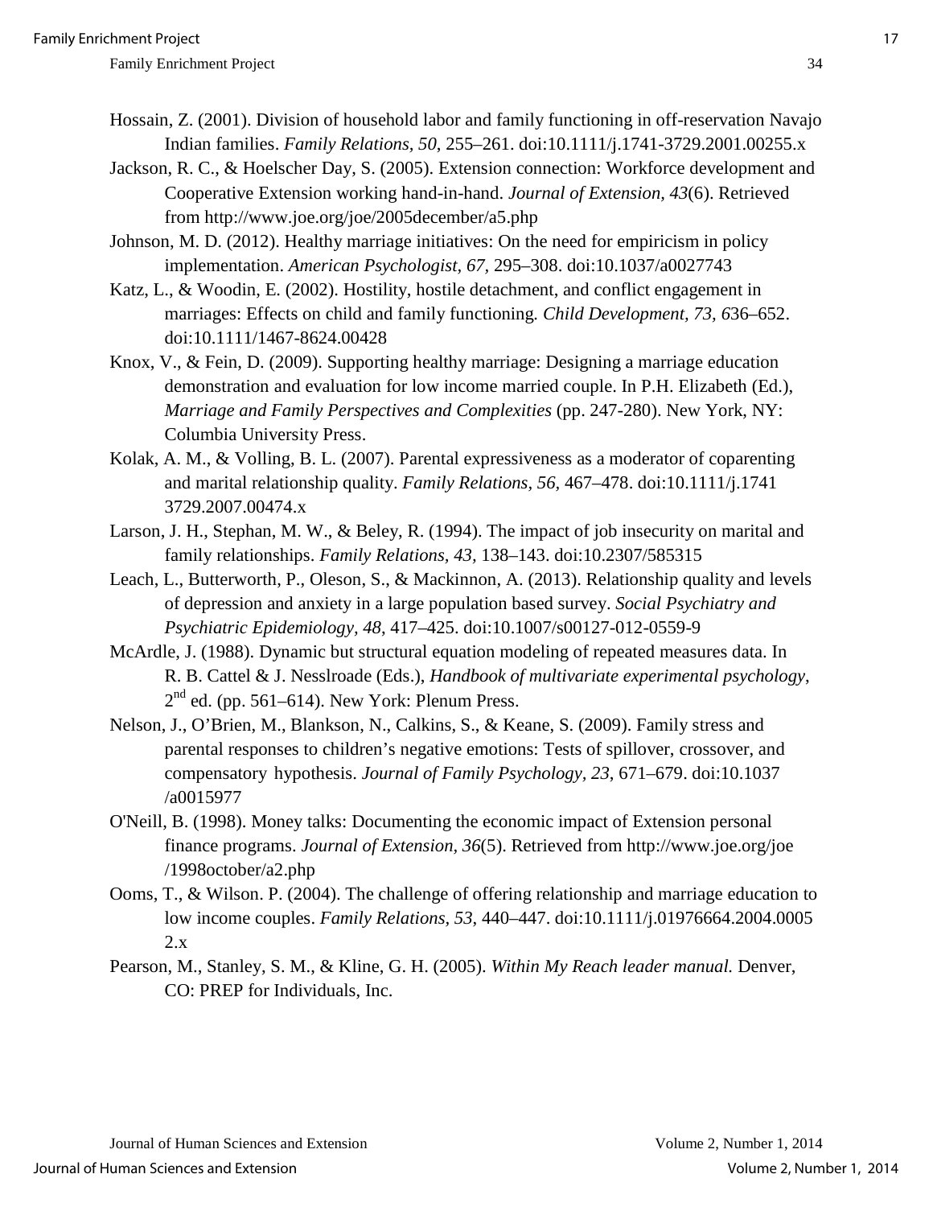Hossain, Z. (2001). Division of household labor and family functioning in off-reservation Navajo Indian families. *Family Relations, 50*, 255–261. doi:10.1111/j.1741-3729.2001.00255.x

Jackson, R. C., & Hoelscher Day, S. (2005). Extension connection: Workforce development and Cooperative Extension working hand-in-hand. *Journal of Extension, 43*(6). Retrieved from http://www.joe.org/joe/2005december/a5.php

Johnson, M. D. (2012). Healthy marriage initiatives: On the need for empiricism in policy implementation. *American Psychologist, 67*, 295–308. doi:10.1037/a0027743

Katz, L., & Woodin, E. (2002). Hostility, hostile detachment, and conflict engagement in marriages: Effects on child and family functioning. *Child Development, 73, 6*36–652. doi:10.1111/1467-8624.00428

Knox, V., & Fein, D. (2009). Supporting healthy marriage: Designing a marriage education demonstration and evaluation for low income married couple. In P.H. Elizabeth (Ed.), *Marriage and Family Perspectives and Complexities* (pp. 247-280). New York, NY: Columbia University Press.

Kolak, A. M., & Volling, B. L. (2007). Parental expressiveness as a moderator of coparenting and marital relationship quality. *Family Relations, 56*, 467–478. doi:10.1111/j.1741 3729.2007.00474.x

Larson, J. H., Stephan, M. W., & Beley, R. (1994). The impact of job insecurity on marital and family relationships. *Family Relations, 43*, 138–143. doi:10.2307/585315

Leach, L., Butterworth, P., Oleson, S., & Mackinnon, A. (2013). Relationship quality and levels of depression and anxiety in a large population based survey. *Social Psychiatry and Psychiatric Epidemiology, 48*, 417–425. doi:10.1007/s00127-012-0559-9

McArdle, J. (1988). Dynamic but structural equation modeling of repeated measures data. In R. B. Cattel & J. Nesslroade (Eds.), *Handbook of multivariate experimental psychology*, 2nd ed. (pp. 561–614). New York: Plenum Press.

Nelson, J., O'Brien, M., Blankson, N., Calkins, S., & Keane, S. (2009). Family stress and parental responses to children's negative emotions: Tests of spillover, crossover, and compensatory hypothesis. *Journal of Family Psychology, 23*, 671–679. doi:10.1037 /a0015977

O'Neill, B. (1998). Money talks: Documenting the economic impact of Extension personal finance programs. *Journal of Extension, 36*(5). Retrieved from http://www.joe.org/joe /1998october/a2.php

Ooms, T., & Wilson. P. (2004). The challenge of offering relationship and marriage education to low income couples. *Family Relations, 53*, 440–447. doi:10.1111/j.01976664.2004.0005 2.x

Pearson, M., Stanley, S. M., & Kline, G. H. (2005). *Within My Reach leader manual.* Denver, CO: PREP for Individuals, Inc.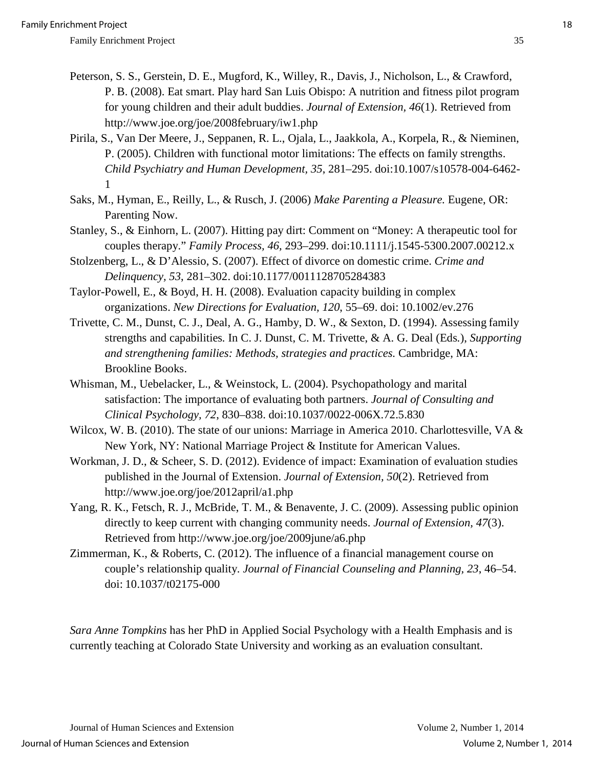Peterson, S. S., Gerstein, D. E., Mugford, K., Willey, R., Davis, J., Nicholson, L., & Crawford, P. B. (2008). Eat smart. Play hard San Luis Obispo: A nutrition and fitness pilot program for young children and their adult buddies. *Journal of Extension, 46*(1). Retrieved from http://www.joe.org/joe/2008february/iw1.php

Pirila, S., Van Der Meere, J., Seppanen, R. L., Ojala, L., Jaakkola, A., Korpela, R., & Nieminen, P. (2005). Children with functional motor limitations: The effects on family strengths. *Child Psychiatry and Human Development, 35*, 281–295. doi:10.1007/s10578-004-6462-1

Saks, M., Hyman, E., Reilly, L., & Rusch, J. (2006) *Make Parenting a Pleasure.* Eugene, OR: Parenting Now.

Stanley, S., & Einhorn, L. (2007). Hitting pay dirt: Comment on "Money: A therapeutic tool for couples therapy." *Family Process, 46*, 293–299. doi:10.1111/j.1545-5300.2007.00212.x

Stolzenberg, L., & D'Alessio, S. (2007). Effect of divorce on domestic crime. *Crime and Delinquency, 53*, 281–302. doi:10.1177/0011128705284383

Taylor-Powell, E., & Boyd, H. H. (2008). Evaluation capacity building in complex organizations. *New Directions for Evaluation, 120*, 55–69. doi: 10.1002/ev.276

Trivette, C. M., Dunst, C. J., Deal, A. G., Hamby, D. W., & Sexton, D. (1994). Assessing family strengths and capabilities. In C. J. Dunst, C. M. Trivette, & A. G. Deal (Eds.), *Supporting and strengthening families: Methods, strategies and practices.* Cambridge, MA: Brookline Books.

Whisman, M., Uebelacker, L., & Weinstock, L. (2004). Psychopathology and marital satisfaction: The importance of evaluating both partners. *Journal of Consulting and Clinical Psychology, 72*, 830–838. doi:10.1037/0022-006X.72.5.830

Wilcox, W. B. (2010). The state of our unions: Marriage in America 2010. Charlottesville, VA & New York, NY: National Marriage Project & Institute for American Values.

Workman, J. D., & Scheer, S. D. (2012). Evidence of impact: Examination of evaluation studies published in the Journal of Extension. *Journal of Extension, 50*(2). Retrieved from http://www.joe.org/joe/2012april/a1.php

Yang, R. K., Fetsch, R. J., McBride, T. M., & Benavente, J. C. (2009). Assessing public opinion directly to keep current with changing community needs. *Journal of Extension, 47*(3). Retrieved from http://www.joe.org/joe/2009june/a6.php

Zimmerman, K., & Roberts, C. (2012). The influence of a financial management course on couple's relationship quality. *Journal of Financial Counseling and Planning, 23*, 46–54. doi: 10.1037/t02175-000

*Sara Anne Tompkins* has her PhD in Applied Social Psychology with a Health Emphasis and is currently teaching at Colorado State University and working as an evaluation consultant.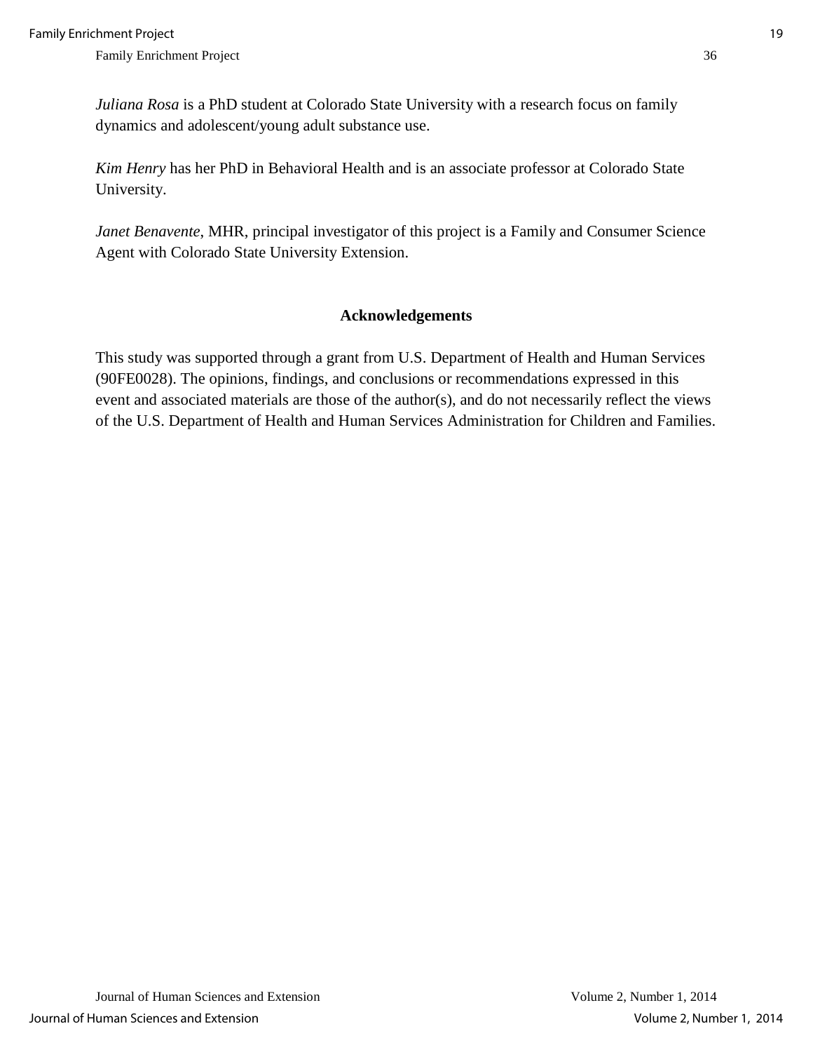*Juliana Rosa* is a PhD student at Colorado State University with a research focus on family dynamics and adolescent/young adult substance use.

*Kim Henry* has her PhD in Behavioral Health and is an associate professor at Colorado State University.

*Janet Benavente*, MHR, principal investigator of this project is a Family and Consumer Science Agent with Colorado State University Extension.

## Acknowledgements

This study was supported through a grant from U.S. Department of Health and Human Services (90FE0028). The opinions, findings, and conclusions or recommendations expressed in this event and associated materials are those of the author(s), and do not necessarily reflect the views of the U.S. Department of Health and Human Services Administration for Children and Families.